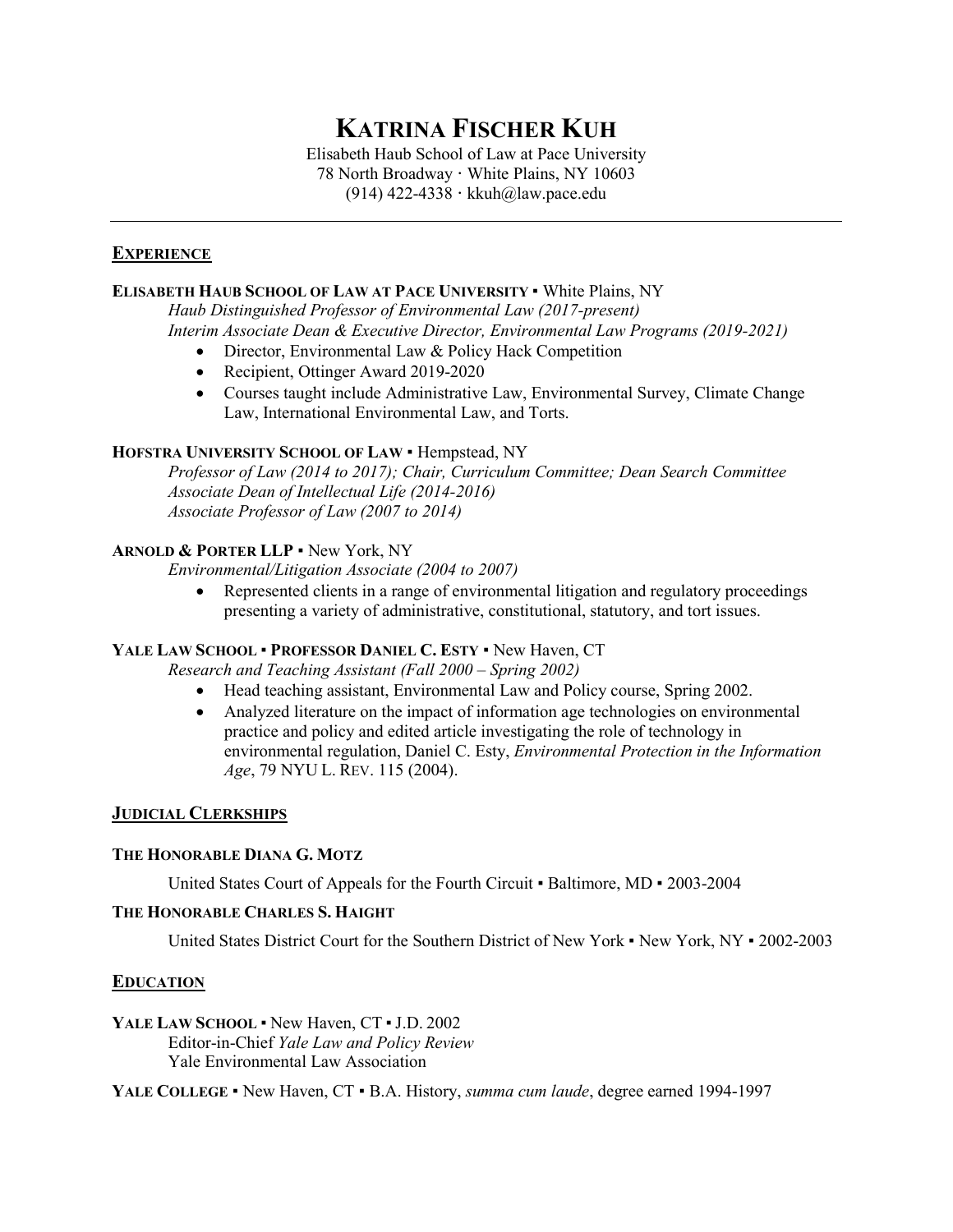# KATRINA FISCHER KUH

Elisabeth Haub School of Law at Pace University
78 North Broadway · White Plains, NY 10603
(914) 422-4338 · kkuh@law.pace.edu

## EXPERIENCE

**ELISABETH HAUB SCHOOL OF LAW AT PACE UNIVERSITY** ▪ White Plains, NY
*Haub Distinguished Professor of Environmental Law (2017-present)*
*Interim Associate Dean & Executive Director, Environmental Law Programs (2019-2021)*

- Director, Environmental Law & Policy Hack Competition
- Recipient, Ottinger Award 2019-2020
- Courses taught include Administrative Law, Environmental Survey, Climate Change Law, International Environmental Law, and Torts.

**HOFSTRA UNIVERSITY SCHOOL OF LAW** ▪ Hempstead, NY
*Professor of Law (2014 to 2017); Chair, Curriculum Committee; Dean Search Committee*
*Associate Dean of Intellectual Life (2014-2016)*
*Associate Professor of Law (2007 to 2014)*

**ARNOLD & PORTER LLP** ▪ New York, NY
*Environmental/Litigation Associate (2004 to 2007)*

- Represented clients in a range of environmental litigation and regulatory proceedings presenting a variety of administrative, constitutional, statutory, and tort issues.

**YALE LAW SCHOOL ▪ PROFESSOR DANIEL C. ESTY** ▪ New Haven, CT
*Research and Teaching Assistant (Fall 2000 – Spring 2002)*

- Head teaching assistant, Environmental Law and Policy course, Spring 2002.
- Analyzed literature on the impact of information age technologies on environmental practice and policy and edited article investigating the role of technology in environmental regulation, Daniel C. Esty, *Environmental Protection in the Information Age*, 79 NYU L. REV. 115 (2004).

## JUDICIAL CLERKSHIPS

**THE HONORABLE DIANA G. MOTZ**

United States Court of Appeals for the Fourth Circuit ▪ Baltimore, MD ▪ 2003-2004

**THE HONORABLE CHARLES S. HAIGHT**

United States District Court for the Southern District of New York ▪ New York, NY ▪ 2002-2003

## EDUCATION

**YALE LAW SCHOOL** ▪ New Haven, CT ▪ J.D. 2002
Editor-in-Chief *Yale Law and Policy Review*
Yale Environmental Law Association

**YALE COLLEGE** ▪ New Haven, CT ▪ B.A. History, *summa cum laude*, degree earned 1994-1997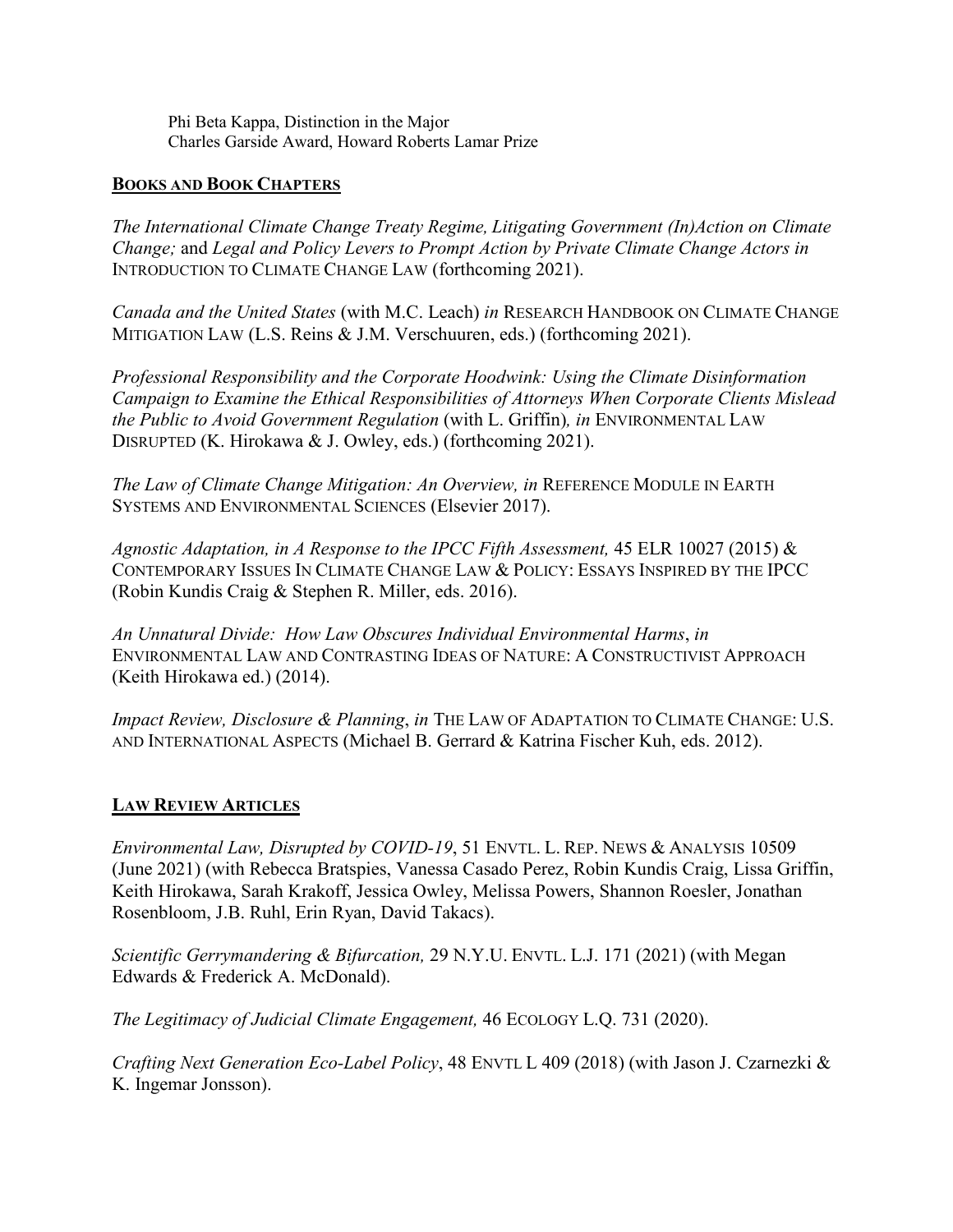Phi Beta Kappa, Distinction in the Major
Charles Garside Award, Howard Roberts Lamar Prize

## **BOOKS AND BOOK CHAPTERS**

*The International Climate Change Treaty Regime, Litigating Government (In)Action on Climate Change;* and *Legal and Policy Levers to Prompt Action by Private Climate Change Actors in* INTRODUCTION TO CLIMATE CHANGE LAW (forthcoming 2021).

*Canada and the United States* (with M.C. Leach) *in* RESEARCH HANDBOOK ON CLIMATE CHANGE MITIGATION LAW (L.S. Reins & J.M. Verschuuren, eds.) (forthcoming 2021).

*Professional Responsibility and the Corporate Hoodwink: Using the Climate Disinformation Campaign to Examine the Ethical Responsibilities of Attorneys When Corporate Clients Mislead the Public to Avoid Government Regulation* (with L. Griffin)*, in* ENVIRONMENTAL LAW DISRUPTED (K. Hirokawa & J. Owley, eds.) (forthcoming 2021).

*The Law of Climate Change Mitigation: An Overview, in* REFERENCE MODULE IN EARTH SYSTEMS AND ENVIRONMENTAL SCIENCES (Elsevier 2017).

*Agnostic Adaptation, in A Response to the IPCC Fifth Assessment,* 45 ELR 10027 (2015) & CONTEMPORARY ISSUES IN CLIMATE CHANGE LAW & POLICY: ESSAYS INSPIRED BY THE IPCC (Robin Kundis Craig & Stephen R. Miller, eds. 2016).

*An Unnatural Divide: How Law Obscures Individual Environmental Harms*, *in* ENVIRONMENTAL LAW AND CONTRASTING IDEAS OF NATURE: A CONSTRUCTIVIST APPROACH (Keith Hirokawa ed.) (2014).

*Impact Review, Disclosure & Planning*, *in* THE LAW OF ADAPTATION TO CLIMATE CHANGE: U.S. AND INTERNATIONAL ASPECTS (Michael B. Gerrard & Katrina Fischer Kuh, eds. 2012).

## **LAW REVIEW ARTICLES**

*Environmental Law, Disrupted by COVID-19*, 51 ENVTL. L. REP. NEWS & ANALYSIS 10509 (June 2021) (with Rebecca Bratspies, Vanessa Casado Perez, Robin Kundis Craig, Lissa Griffin, Keith Hirokawa, Sarah Krakoff, Jessica Owley, Melissa Powers, Shannon Roesler, Jonathan Rosenbloom, J.B. Ruhl, Erin Ryan, David Takacs).

*Scientific Gerrymandering & Bifurcation,* 29 N.Y.U. ENVTL. L.J. 171 (2021) (with Megan Edwards & Frederick A. McDonald).

*The Legitimacy of Judicial Climate Engagement,* 46 ECOLOGY L.Q. 731 (2020).

*Crafting Next Generation Eco-Label Policy*, 48 ENVTL L 409 (2018) (with Jason J. Czarnezki & K. Ingemar Jonsson).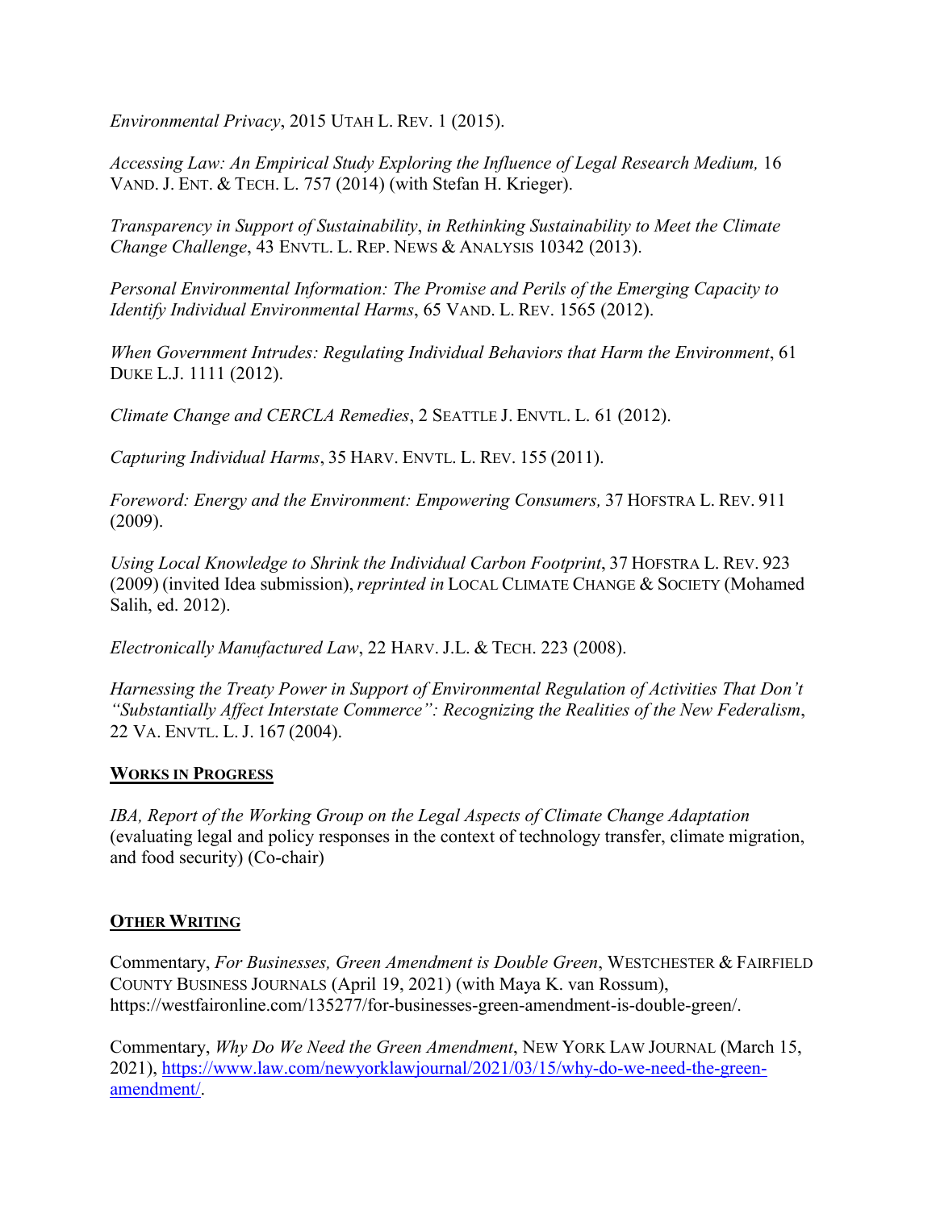*Environmental Privacy*, 2015 UTAH L. REV. 1 (2015).

*Accessing Law: An Empirical Study Exploring the Influence of Legal Research Medium,* 16 VAND. J. ENT. & TECH. L. 757 (2014) (with Stefan H. Krieger).

*Transparency in Support of Sustainability*, *in Rethinking Sustainability to Meet the Climate Change Challenge*, 43 ENVTL. L. REP. NEWS & ANALYSIS 10342 (2013).

*Personal Environmental Information: The Promise and Perils of the Emerging Capacity to Identify Individual Environmental Harms*, 65 VAND. L. REV. 1565 (2012).

*When Government Intrudes: Regulating Individual Behaviors that Harm the Environment*, 61 DUKE L.J. 1111 (2012).

*Climate Change and CERCLA Remedies*, 2 SEATTLE J. ENVTL. L. 61 (2012).

*Capturing Individual Harms*, 35 HARV. ENVTL. L. REV. 155 (2011).

*Foreword: Energy and the Environment: Empowering Consumers,* 37 HOFSTRA L. REV. 911 (2009).

*Using Local Knowledge to Shrink the Individual Carbon Footprint*, 37 HOFSTRA L. REV. 923 (2009) (invited Idea submission), *reprinted in* LOCAL CLIMATE CHANGE & SOCIETY (Mohamed Salih, ed. 2012).

*Electronically Manufactured Law*, 22 HARV. J.L. & TECH. 223 (2008).

*Harnessing the Treaty Power in Support of Environmental Regulation of Activities That Don't "Substantially Affect Interstate Commerce": Recognizing the Realities of the New Federalism*, 22 VA. ENVTL. L. J. 167 (2004).

## WORKS IN PROGRESS

*IBA, Report of the Working Group on the Legal Aspects of Climate Change Adaptation* (evaluating legal and policy responses in the context of technology transfer, climate migration, and food security) (Co-chair)

## OTHER WRITING

Commentary, *For Businesses, Green Amendment is Double Green*, WESTCHESTER & FAIRFIELD COUNTY BUSINESS JOURNALS (April 19, 2021) (with Maya K. van Rossum), https://westfaironline.com/135277/for-businesses-green-amendment-is-double-green/.

Commentary, *Why Do We Need the Green Amendment*, NEW YORK LAW JOURNAL (March 15, 2021), https://www.law.com/newyorklawjournal/2021/03/15/why-do-we-need-the-green-amendment/.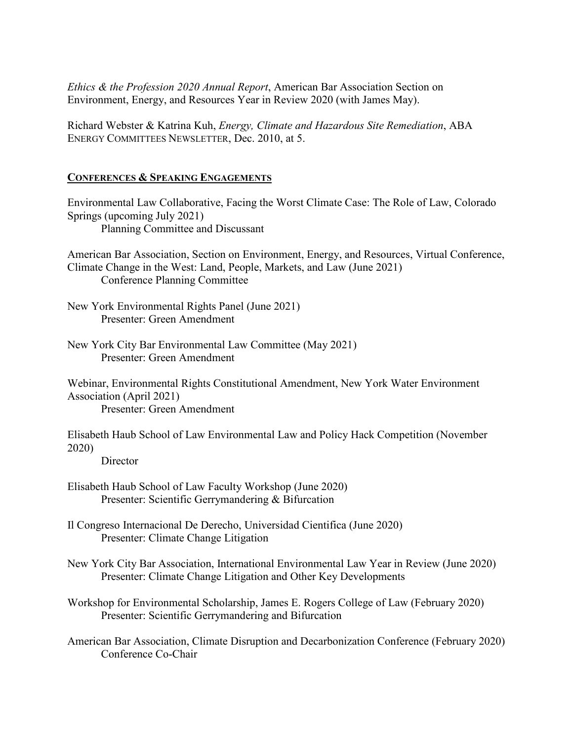*Ethics & the Profession 2020 Annual Report*, American Bar Association Section on Environment, Energy, and Resources Year in Review 2020 (with James May).

Richard Webster & Katrina Kuh, *Energy, Climate and Hazardous Site Remediation*, ABA ENERGY COMMITTEES NEWSLETTER, Dec. 2010, at 5.

## CONFERENCES & SPEAKING ENGAGEMENTS

Environmental Law Collaborative, Facing the Worst Climate Case: The Role of Law, Colorado Springs (upcoming July 2021)
Planning Committee and Discussant

American Bar Association, Section on Environment, Energy, and Resources, Virtual Conference, Climate Change in the West: Land, People, Markets, and Law (June 2021)
Conference Planning Committee

New York Environmental Rights Panel (June 2021)
Presenter: Green Amendment

New York City Bar Environmental Law Committee (May 2021)
Presenter: Green Amendment

Webinar, Environmental Rights Constitutional Amendment, New York Water Environment Association (April 2021)
Presenter: Green Amendment

Elisabeth Haub School of Law Environmental Law and Policy Hack Competition (November 2020)
Director

Elisabeth Haub School of Law Faculty Workshop (June 2020)
Presenter: Scientific Gerrymandering & Bifurcation

Il Congreso Internacional De Derecho, Universidad Cientifica (June 2020)
Presenter: Climate Change Litigation

New York City Bar Association, International Environmental Law Year in Review (June 2020)
Presenter: Climate Change Litigation and Other Key Developments

Workshop for Environmental Scholarship, James E. Rogers College of Law (February 2020)
Presenter: Scientific Gerrymandering and Bifurcation

American Bar Association, Climate Disruption and Decarbonization Conference (February 2020)
Conference Co-Chair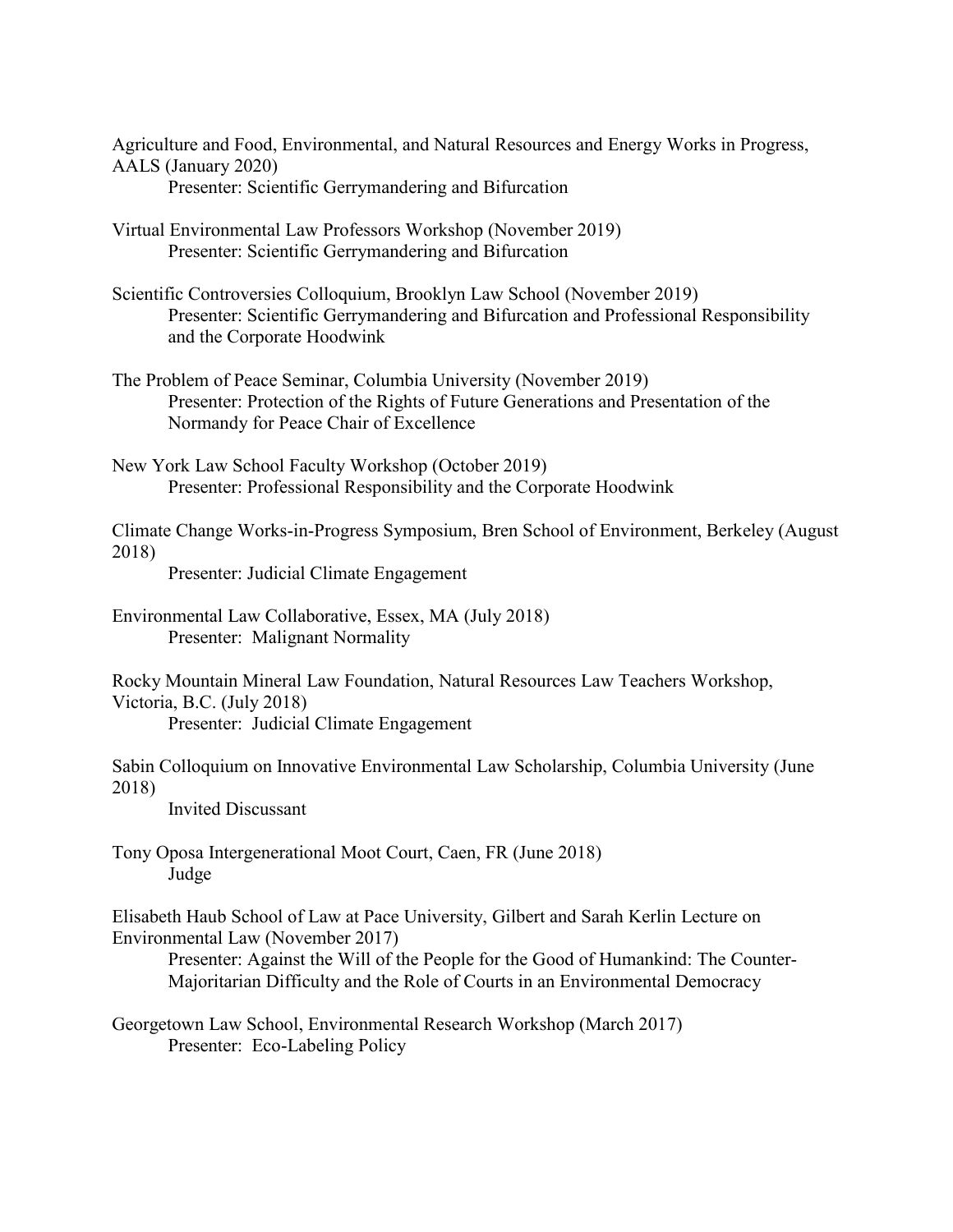Agriculture and Food, Environmental, and Natural Resources and Energy Works in Progress, AALS (January 2020)
    Presenter: Scientific Gerrymandering and Bifurcation

Virtual Environmental Law Professors Workshop (November 2019)
    Presenter: Scientific Gerrymandering and Bifurcation

Scientific Controversies Colloquium, Brooklyn Law School (November 2019)
    Presenter: Scientific Gerrymandering and Bifurcation and Professional Responsibility and the Corporate Hoodwink

The Problem of Peace Seminar, Columbia University (November 2019)
    Presenter: Protection of the Rights of Future Generations and Presentation of the Normandy for Peace Chair of Excellence

New York Law School Faculty Workshop (October 2019)
    Presenter: Professional Responsibility and the Corporate Hoodwink

Climate Change Works-in-Progress Symposium, Bren School of Environment, Berkeley (August 2018)
    Presenter: Judicial Climate Engagement

Environmental Law Collaborative, Essex, MA (July 2018)
    Presenter: Malignant Normality

Rocky Mountain Mineral Law Foundation, Natural Resources Law Teachers Workshop, Victoria, B.C. (July 2018)
    Presenter: Judicial Climate Engagement

Sabin Colloquium on Innovative Environmental Law Scholarship, Columbia University (June 2018)
    Invited Discussant

Tony Oposa Intergenerational Moot Court, Caen, FR (June 2018)
    Judge

Elisabeth Haub School of Law at Pace University, Gilbert and Sarah Kerlin Lecture on Environmental Law (November 2017)
    Presenter: Against the Will of the People for the Good of Humankind: The Counter-Majoritarian Difficulty and the Role of Courts in an Environmental Democracy

Georgetown Law School, Environmental Research Workshop (March 2017)
    Presenter: Eco-Labeling Policy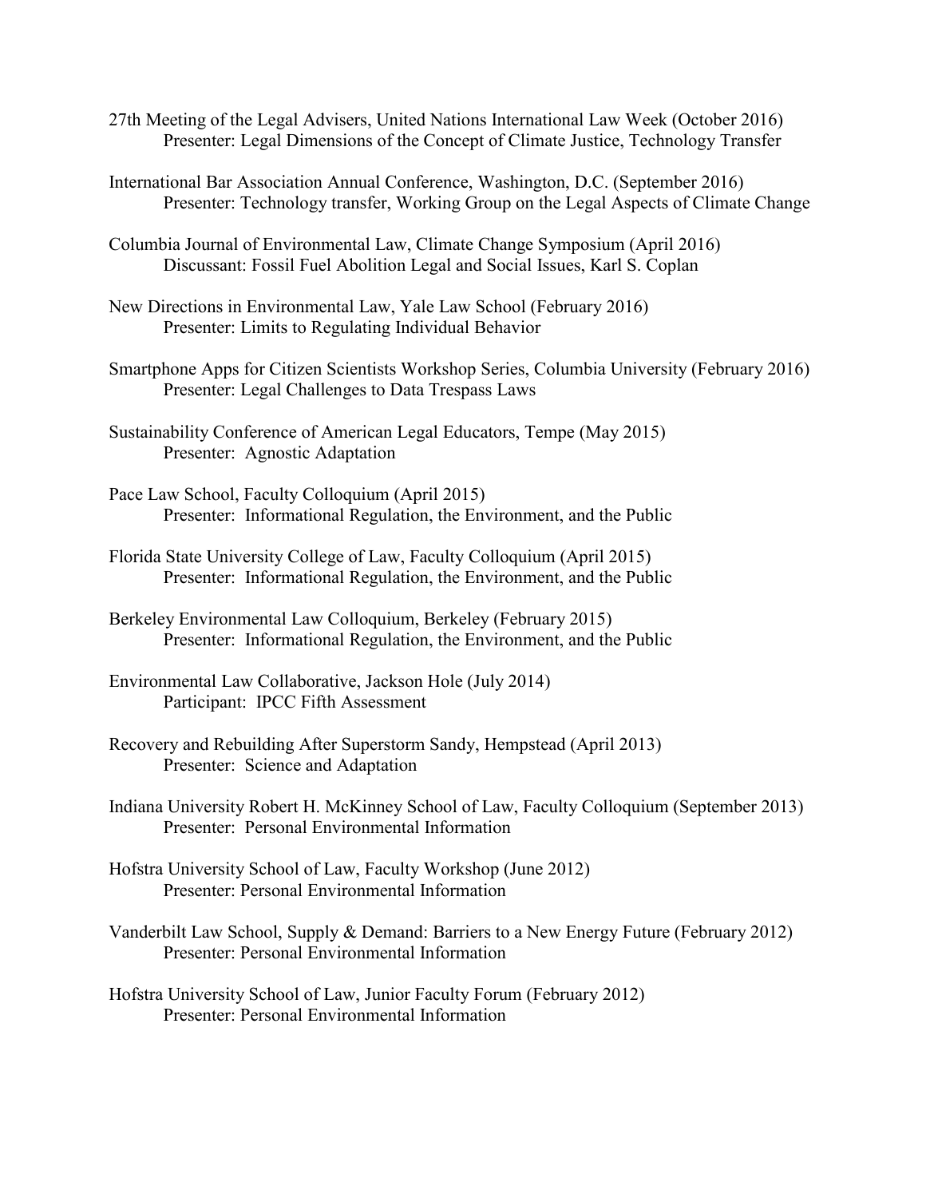27th Meeting of the Legal Advisers, United Nations International Law Week (October 2016)
  Presenter: Legal Dimensions of the Concept of Climate Justice, Technology Transfer

International Bar Association Annual Conference, Washington, D.C. (September 2016)
  Presenter: Technology transfer, Working Group on the Legal Aspects of Climate Change

Columbia Journal of Environmental Law, Climate Change Symposium (April 2016)
  Discussant: Fossil Fuel Abolition Legal and Social Issues, Karl S. Coplan

New Directions in Environmental Law, Yale Law School (February 2016)
  Presenter: Limits to Regulating Individual Behavior

Smartphone Apps for Citizen Scientists Workshop Series, Columbia University (February 2016)
  Presenter: Legal Challenges to Data Trespass Laws

Sustainability Conference of American Legal Educators, Tempe (May 2015)
  Presenter: Agnostic Adaptation

Pace Law School, Faculty Colloquium (April 2015)
  Presenter: Informational Regulation, the Environment, and the Public

Florida State University College of Law, Faculty Colloquium (April 2015)
  Presenter: Informational Regulation, the Environment, and the Public

Berkeley Environmental Law Colloquium, Berkeley (February 2015)
  Presenter: Informational Regulation, the Environment, and the Public

Environmental Law Collaborative, Jackson Hole (July 2014)
  Participant: IPCC Fifth Assessment

Recovery and Rebuilding After Superstorm Sandy, Hempstead (April 2013)
  Presenter: Science and Adaptation

Indiana University Robert H. McKinney School of Law, Faculty Colloquium (September 2013)
  Presenter: Personal Environmental Information

Hofstra University School of Law, Faculty Workshop (June 2012)
  Presenter: Personal Environmental Information

Vanderbilt Law School, Supply & Demand: Barriers to a New Energy Future (February 2012)
  Presenter: Personal Environmental Information

Hofstra University School of Law, Junior Faculty Forum (February 2012)
  Presenter: Personal Environmental Information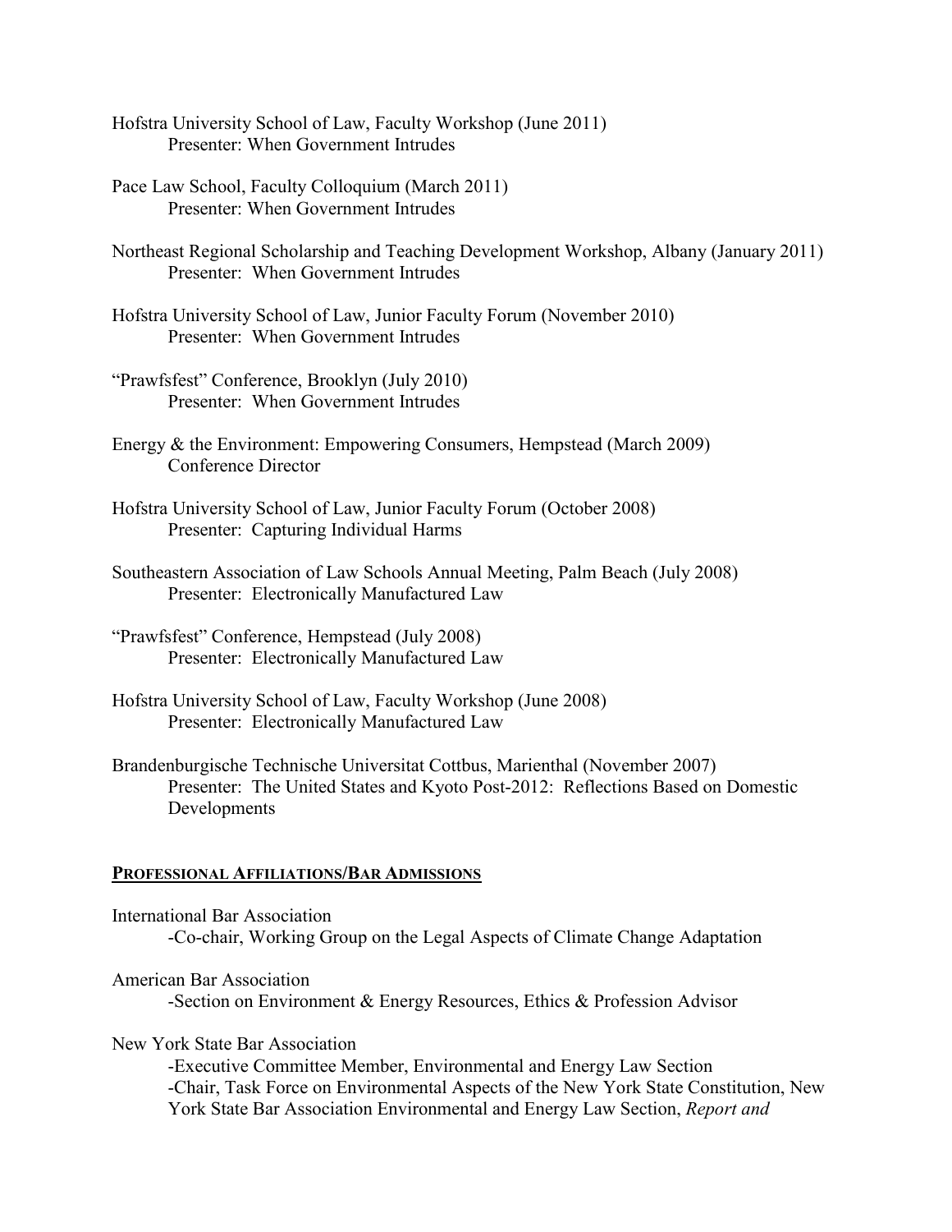Hofstra University School of Law, Faculty Workshop (June 2011)
Presenter: When Government Intrudes

Pace Law School, Faculty Colloquium (March 2011)
Presenter: When Government Intrudes

Northeast Regional Scholarship and Teaching Development Workshop, Albany (January 2011)
Presenter: When Government Intrudes

Hofstra University School of Law, Junior Faculty Forum (November 2010)
Presenter: When Government Intrudes

"Prawfsfest" Conference, Brooklyn (July 2010)
Presenter: When Government Intrudes

Energy & the Environment: Empowering Consumers, Hempstead (March 2009)
Conference Director

Hofstra University School of Law, Junior Faculty Forum (October 2008)
Presenter: Capturing Individual Harms

Southeastern Association of Law Schools Annual Meeting, Palm Beach (July 2008)
Presenter: Electronically Manufactured Law

"Prawfsfest" Conference, Hempstead (July 2008)
Presenter: Electronically Manufactured Law

Hofstra University School of Law, Faculty Workshop (June 2008)
Presenter: Electronically Manufactured Law

Brandenburgische Technische Universitat Cottbus, Marienthal (November 2007)
Presenter: The United States and Kyoto Post-2012: Reflections Based on Domestic Developments

## PROFESSIONAL AFFILIATIONS/BAR ADMISSIONS

International Bar Association
-Co-chair, Working Group on the Legal Aspects of Climate Change Adaptation

American Bar Association
-Section on Environment & Energy Resources, Ethics & Profession Advisor

New York State Bar Association
-Executive Committee Member, Environmental and Energy Law Section
-Chair, Task Force on Environmental Aspects of the New York State Constitution, New York State Bar Association Environmental and Energy Law Section, *Report and*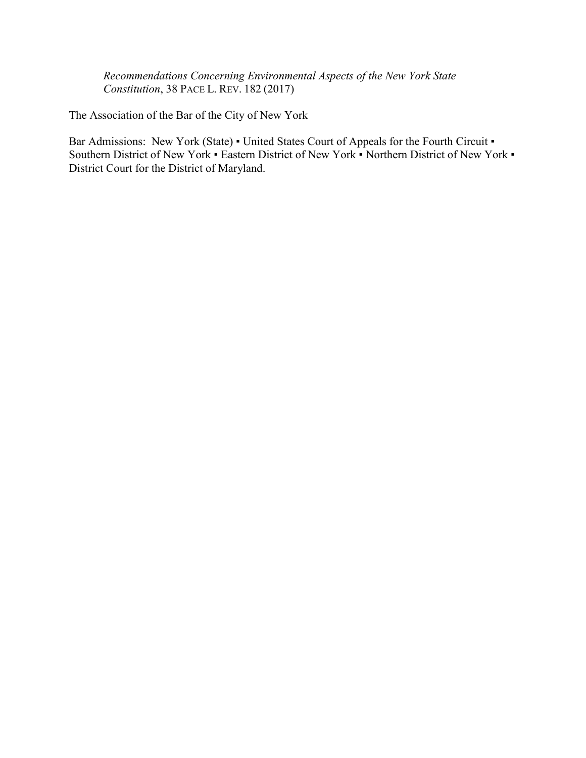*Recommendations Concerning Environmental Aspects of the New York State Constitution*, 38 PACE L. REV. 182 (2017)

The Association of the Bar of the City of New York

Bar Admissions: New York (State) ▪ United States Court of Appeals for the Fourth Circuit ▪ Southern District of New York ▪ Eastern District of New York ▪ Northern District of New York ▪ District Court for the District of Maryland.